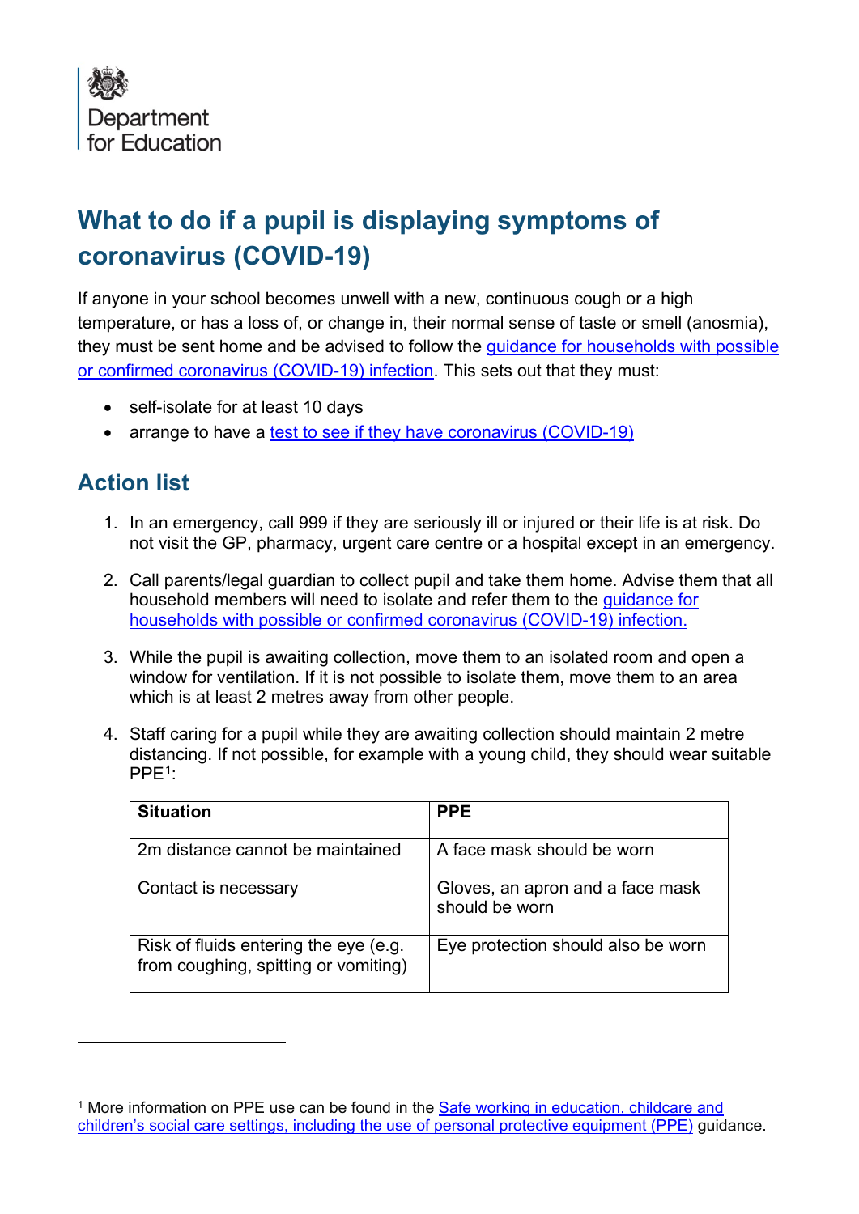Department for Education

# What to do if a pupil is displaying symptoms of coronavirus (COVID-19)

If anyone in your school becomes unwell with a new, continuous cough or a high temperature, or has a loss of, or change in, their normal sense of taste or smell (anosmia), they must be sent home and be advised to follow the guidance for households with possible or confirmed coronavirus (COVID-19) infection. This sets out that they must:

- self-isolate for at least 10 days
- arrange to have a test to see if they have coronavirus (COVID-19)

## Action list

1. In an emergency, call 999 if they are seriously ill or injured or their life is at risk. Do not visit the GP, pharmacy, urgent care centre or a hospital except in an emergency.

2. Call parents/legal guardian to collect pupil and take them home. Advise them that all household members will need to isolate and refer them to the guidance for households with possible or confirmed coronavirus (COVID-19) infection.

3. While the pupil is awaiting collection, move them to an isolated room and open a window for ventilation. If it is not possible to isolate them, move them to an area which is at least 2 metres away from other people.

4. Staff caring for a pupil while they are awaiting collection should maintain 2 metre distancing. If not possible, for example with a young child, they should wear suitable PPE[1]:

| Situation | PPE |
|---|---|
| 2m distance cannot be maintained | A face mask should be worn |
| Contact is necessary | Gloves, an apron and a face mask should be worn |
| Risk of fluids entering the eye (e.g. from coughing, spitting or vomiting) | Eye protection should also be worn |

[1] More information on PPE use can be found in the Safe working in education, childcare and children's social care settings, including the use of personal protective equipment (PPE) guidance.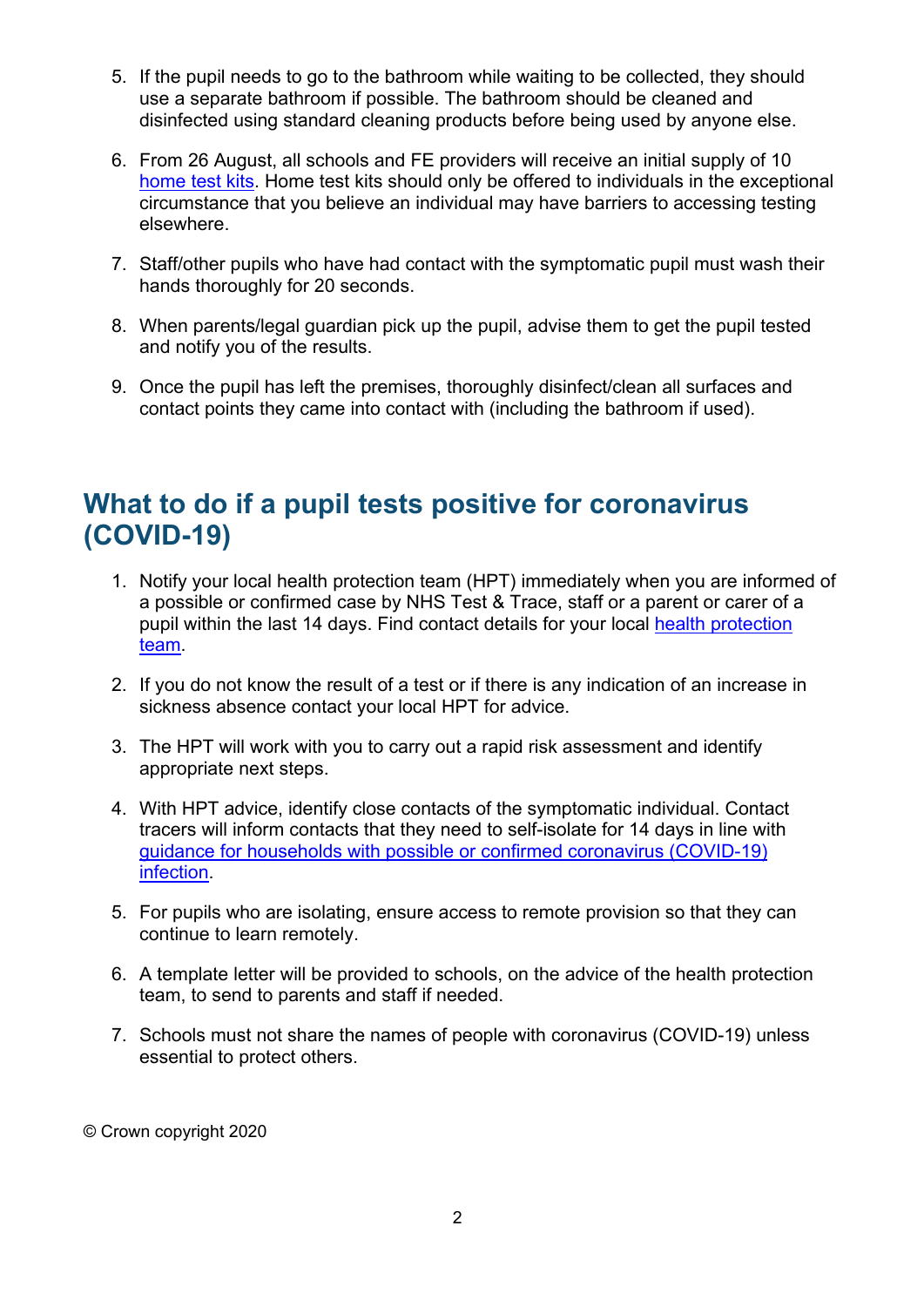5. If the pupil needs to go to the bathroom while waiting to be collected, they should use a separate bathroom if possible. The bathroom should be cleaned and disinfected using standard cleaning products before being used by anyone else.

6. From 26 August, all schools and FE providers will receive an initial supply of 10 home test kits. Home test kits should only be offered to individuals in the exceptional circumstance that you believe an individual may have barriers to accessing testing elsewhere.

7. Staff/other pupils who have had contact with the symptomatic pupil must wash their hands thoroughly for 20 seconds.

8. When parents/legal guardian pick up the pupil, advise them to get the pupil tested and notify you of the results.

9. Once the pupil has left the premises, thoroughly disinfect/clean all surfaces and contact points they came into contact with (including the bathroom if used).

## What to do if a pupil tests positive for coronavirus (COVID-19)

1. Notify your local health protection team (HPT) immediately when you are informed of a possible or confirmed case by NHS Test & Trace, staff or a parent or carer of a pupil within the last 14 days. Find contact details for your local health protection team.

2. If you do not know the result of a test or if there is any indication of an increase in sickness absence contact your local HPT for advice.

3. The HPT will work with you to carry out a rapid risk assessment and identify appropriate next steps.

4. With HPT advice, identify close contacts of the symptomatic individual. Contact tracers will inform contacts that they need to self-isolate for 14 days in line with guidance for households with possible or confirmed coronavirus (COVID-19) infection.

5. For pupils who are isolating, ensure access to remote provision so that they can continue to learn remotely.

6. A template letter will be provided to schools, on the advice of the health protection team, to send to parents and staff if needed.

7. Schools must not share the names of people with coronavirus (COVID-19) unless essential to protect others.

© Crown copyright 2020